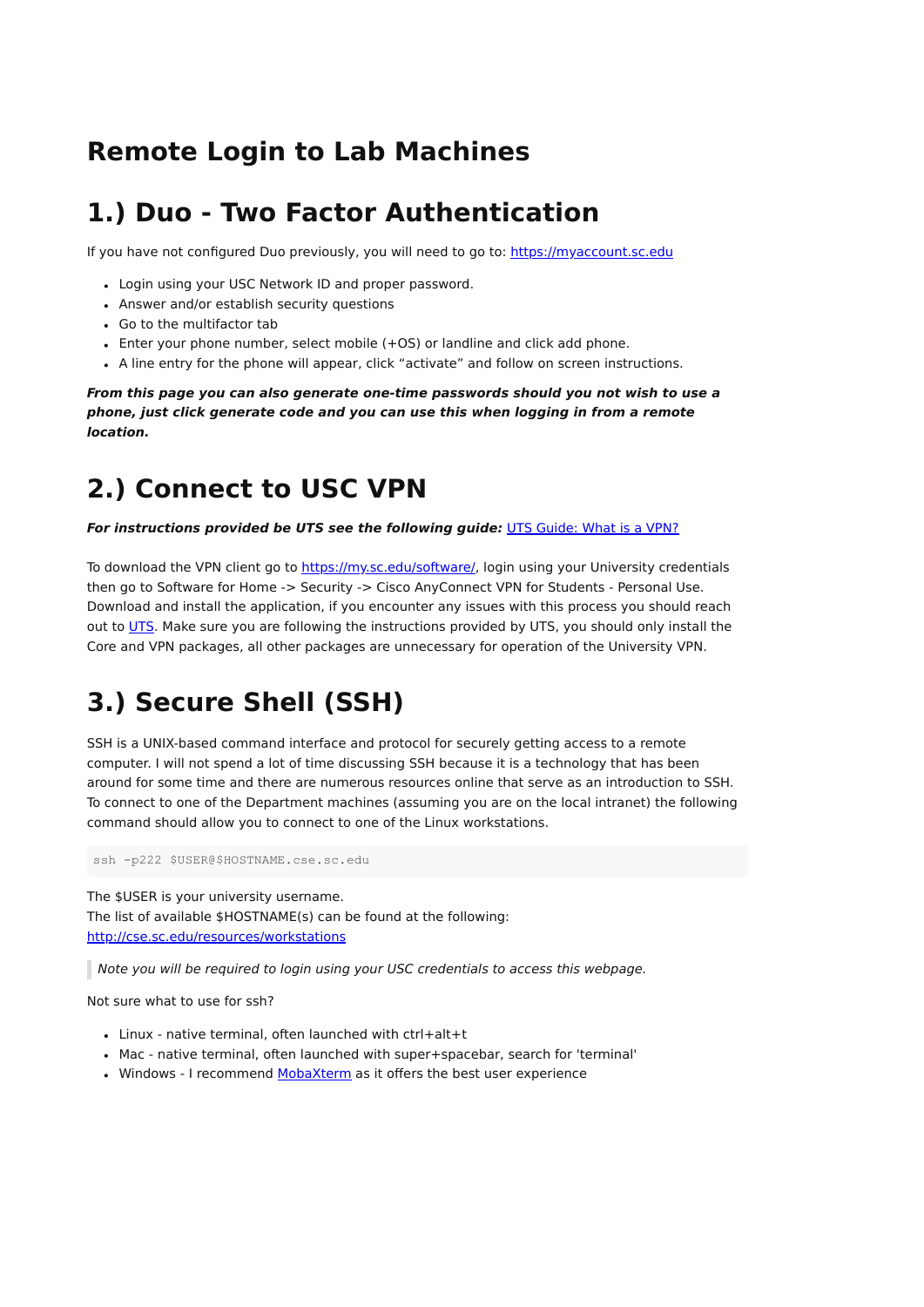# Remote Login to Lab Machines

# 1.) Duo - Two Factor Authentication

If you have not configured Duo previously, you will need to go to: [https://myaccount.sc.edu](https://myaccount.sc.edu)

- Login using your USC Network ID and proper password.
- Answer and/or establish security questions
- Go to the multifactor tab
- Enter your phone number, select mobile (+OS) or landline and click add phone.
- A line entry for the phone will appear, click "activate" and follow on screen instructions.

***From this page you can also generate one-time passwords should you not wish to use a phone, just click generate code and you can use this when logging in from a remote location.***

# 2.) Connect to USC VPN

***For instructions provided be UTS see the following guide:*** [UTS Guide: What is a VPN?]()

To download the VPN client go to [https://my.sc.edu/software/](https://my.sc.edu/software/), login using your University credentials then go to Software for Home -> Security -> Cisco AnyConnect VPN for Students - Personal Use. Download and install the application, if you encounter any issues with this process you should reach out to [UTS](). Make sure you are following the instructions provided by UTS, you should only install the Core and VPN packages, all other packages are unnecessary for operation of the University VPN.

# 3.) Secure Shell (SSH)

SSH is a UNIX-based command interface and protocol for securely getting access to a remote computer. I will not spend a lot of time discussing SSH because it is a technology that has been around for some time and there are numerous resources online that serve as an introduction to SSH. To connect to one of the Department machines (assuming you are on the local intranet) the following command should allow you to connect to one of the Linux workstations.

```
ssh -p222 $USER@$HOSTNAME.cse.sc.edu
```

The $USER is your university username.
The list of available $HOSTNAME(s) can be found at the following:
[http://cse.sc.edu/resources/workstations](http://cse.sc.edu/resources/workstations)

> *Note you will be required to login using your USC credentials to access this webpage.*

Not sure what to use for ssh?

- Linux - native terminal, often launched with ctrl+alt+t
- Mac - native terminal, often launched with super+spacebar, search for 'terminal'
- Windows - I recommend [MobaXterm]() as it offers the best user experience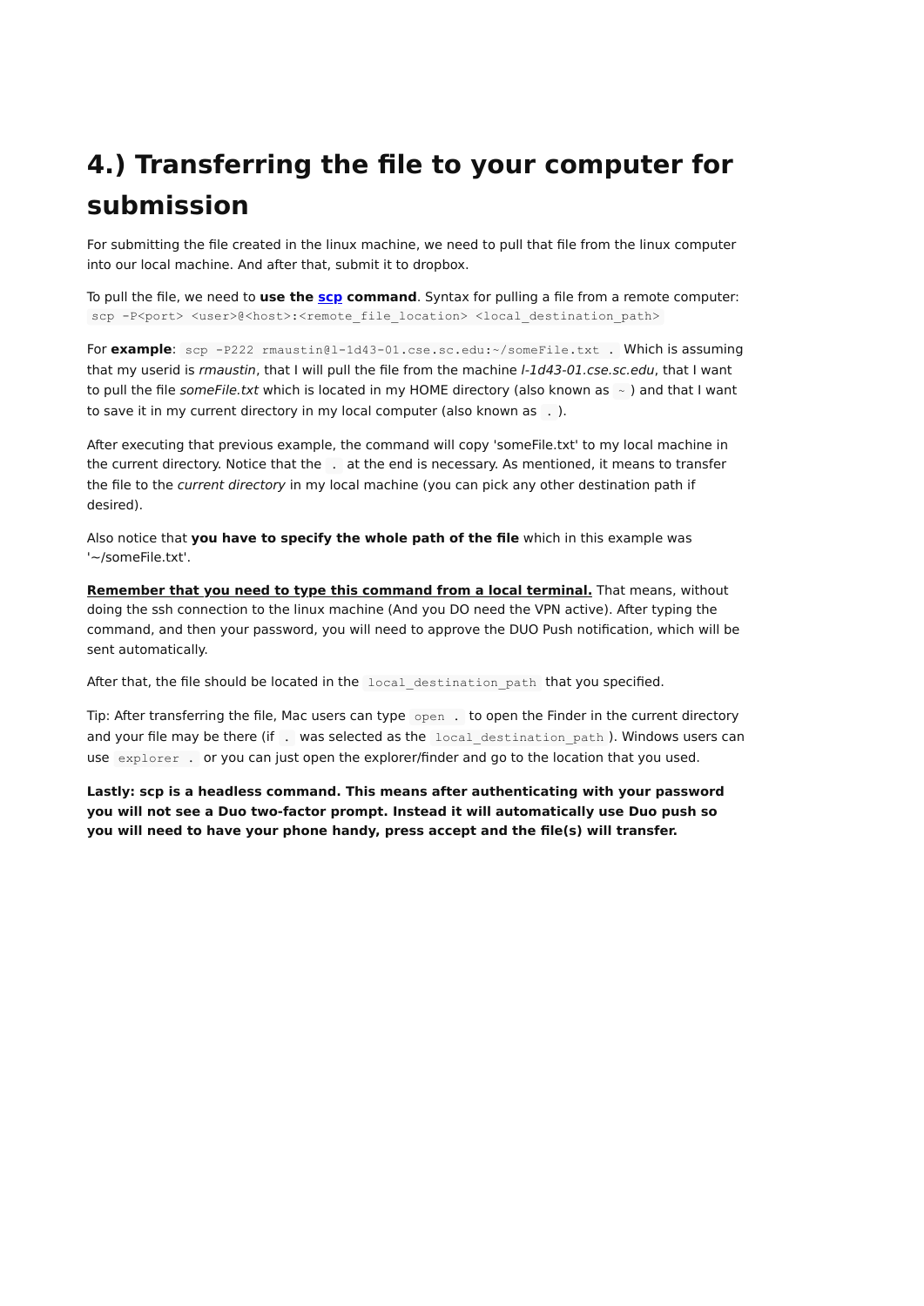# 4.) Transferring the file to your computer for submission

For submitting the file created in the linux machine, we need to pull that file from the linux computer into our local machine. And after that, submit it to dropbox.

To pull the file, we need to **use the [scp](scp) command**. Syntax for pulling a file from a remote computer: `scp -P<port> <user>@<host>:<remote_file_location> <local_destination_path>`

For **example**: `scp -P222 rmaustin@l-1d43-01.cse.sc.edu:~/someFile.txt .` Which is assuming that my userid is *rmaustin*, that I will pull the file from the machine *l-1d43-01.cse.sc.edu*, that I want to pull the file *someFile.txt* which is located in my HOME directory (also known as `~`) and that I want to save it in my current directory in my local computer (also known as `.`).

After executing that previous example, the command will copy 'someFile.txt' to my local machine in the current directory. Notice that the `.` at the end is necessary. As mentioned, it means to transfer the file to the *current directory* in my local machine (you can pick any other destination path if desired).

Also notice that **you have to specify the whole path of the file** which in this example was '~/someFile.txt'.

**Remember that you need to type this command from a local terminal.** That means, without doing the ssh connection to the linux machine (And you DO need the VPN active). After typing the command, and then your password, you will need to approve the DUO Push notification, which will be sent automatically.

After that, the file should be located in the `local_destination_path` that you specified.

Tip: After transferring the file, Mac users can type `open .` to open the Finder in the current directory and your file may be there (if `.` was selected as the `local_destination_path`). Windows users can use `explorer .` or you can just open the explorer/finder and go to the location that you used.

**Lastly: scp is a headless command. This means after authenticating with your password you will not see a Duo two-factor prompt. Instead it will automatically use Duo push so you will need to have your phone handy, press accept and the file(s) will transfer.**